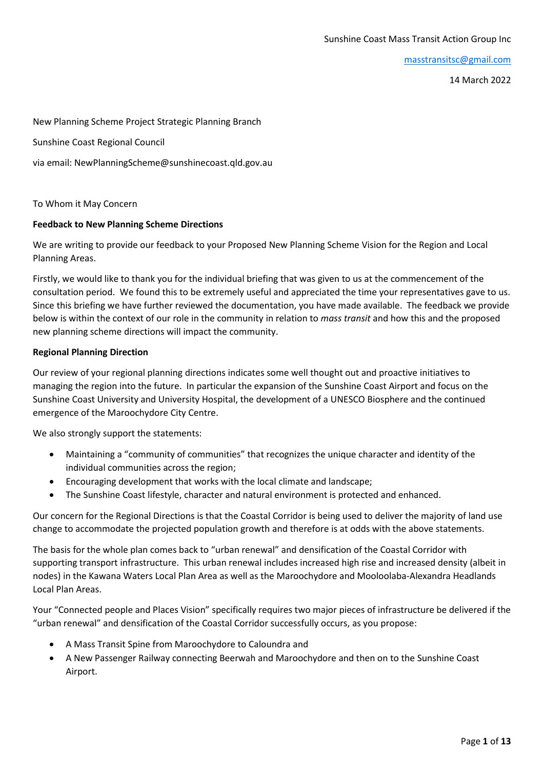Sunshine Coast Mass Transit Action Group Inc

masstransitsc@gmail.com

14 March 2022

New Planning Scheme Project Strategic Planning Branch

Sunshine Coast Regional Council

via email: NewPlanningScheme@sunshinecoast.qld.gov.au

To Whom it May Concern

**Feedback to New Planning Scheme Directions**

We are writing to provide our feedback to your Proposed New Planning Scheme Vision for the Region and Local Planning Areas.

Firstly, we would like to thank you for the individual briefing that was given to us at the commencement of the consultation period. We found this to be extremely useful and appreciated the time your representatives gave to us. Since this briefing we have further reviewed the documentation, you have made available. The feedback we provide below is within the context of our role in the community in relation to *mass transit* and how this and the proposed new planning scheme directions will impact the community.

**Regional Planning Direction**

Our review of your regional planning directions indicates some well thought out and proactive initiatives to managing the region into the future. In particular the expansion of the Sunshine Coast Airport and focus on the Sunshine Coast University and University Hospital, the development of a UNESCO Biosphere and the continued emergence of the Maroochydore City Centre.

We also strongly support the statements:

- Maintaining a "community of communities" that recognizes the unique character and identity of the individual communities across the region;
- Encouraging development that works with the local climate and landscape;
- The Sunshine Coast lifestyle, character and natural environment is protected and enhanced.

Our concern for the Regional Directions is that the Coastal Corridor is being used to deliver the majority of land use change to accommodate the projected population growth and therefore is at odds with the above statements.

The basis for the whole plan comes back to "urban renewal" and densification of the Coastal Corridor with supporting transport infrastructure. This urban renewal includes increased high rise and increased density (albeit in nodes) in the Kawana Waters Local Plan Area as well as the Maroochydore and Mooloolaba-Alexandra Headlands Local Plan Areas.

Your "Connected people and Places Vision" specifically requires two major pieces of infrastructure be delivered if the "urban renewal" and densification of the Coastal Corridor successfully occurs, as you propose:

- A Mass Transit Spine from Maroochydore to Caloundra and
- A New Passenger Railway connecting Beerwah and Maroochydore and then on to the Sunshine Coast Airport.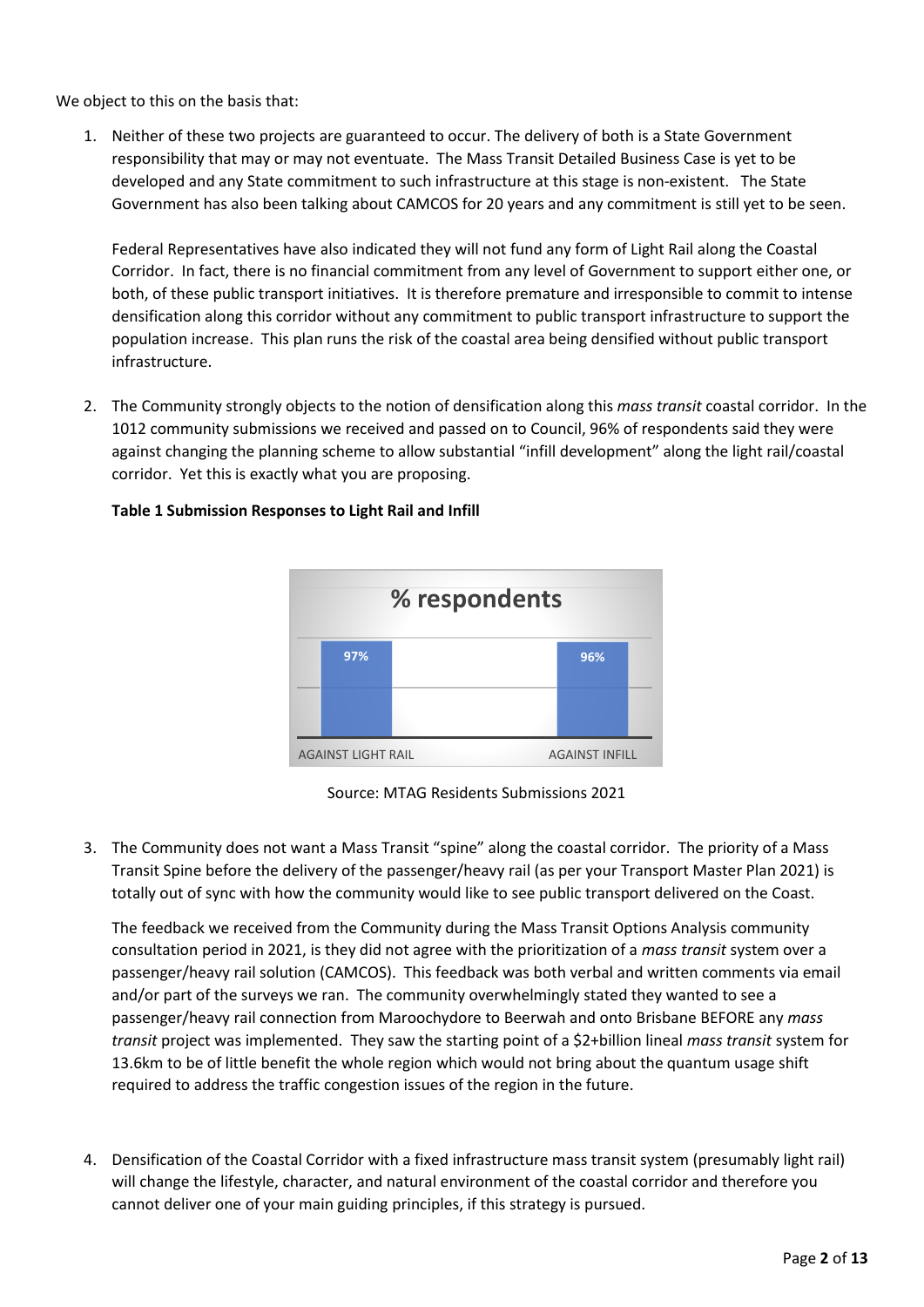We object to this on the basis that:

1. Neither of these two projects are guaranteed to occur. The delivery of both is a State Government responsibility that may or may not eventuate. The Mass Transit Detailed Business Case is yet to be developed and any State commitment to such infrastructure at this stage is non-existent. The State Government has also been talking about CAMCOS for 20 years and any commitment is still yet to be seen.

   Federal Representatives have also indicated they will not fund any form of Light Rail along the Coastal Corridor. In fact, there is no financial commitment from any level of Government to support either one, or both, of these public transport initiatives. It is therefore premature and irresponsible to commit to intense densification along this corridor without any commitment to public transport infrastructure to support the population increase. This plan runs the risk of the coastal area being densified without public transport infrastructure.

2. The Community strongly objects to the notion of densification along this *mass transit* coastal corridor. In the 1012 community submissions we received and passed on to Council, 96% of respondents said they were against changing the planning scheme to allow substantial "infill development" along the light rail/coastal corridor. Yet this is exactly what you are proposing.

   **Table 1 Submission Responses to Light Rail and Infill**

   | | % respondents |
   |---|---|
   | AGAINST LIGHT RAIL | 97% |
   | AGAINST INFILL | 96% |

   Source: MTAG Residents Submissions 2021

3. The Community does not want a Mass Transit "spine" along the coastal corridor. The priority of a Mass Transit Spine before the delivery of the passenger/heavy rail (as per your Transport Master Plan 2021) is totally out of sync with how the community would like to see public transport delivered on the Coast.

   The feedback we received from the Community during the Mass Transit Options Analysis community consultation period in 2021, is they did not agree with the prioritization of a *mass transit* system over a passenger/heavy rail solution (CAMCOS). This feedback was both verbal and written comments via email and/or part of the surveys we ran. The community overwhelmingly stated they wanted to see a passenger/heavy rail connection from Maroochydore to Beerwah and onto Brisbane BEFORE any *mass transit* project was implemented. They saw the starting point of a $2+billion lineal *mass transit* system for 13.6km to be of little benefit the whole region which would not bring about the quantum usage shift required to address the traffic congestion issues of the region in the future.

4. Densification of the Coastal Corridor with a fixed infrastructure mass transit system (presumably light rail) will change the lifestyle, character, and natural environment of the coastal corridor and therefore you cannot deliver one of your main guiding principles, if this strategy is pursued.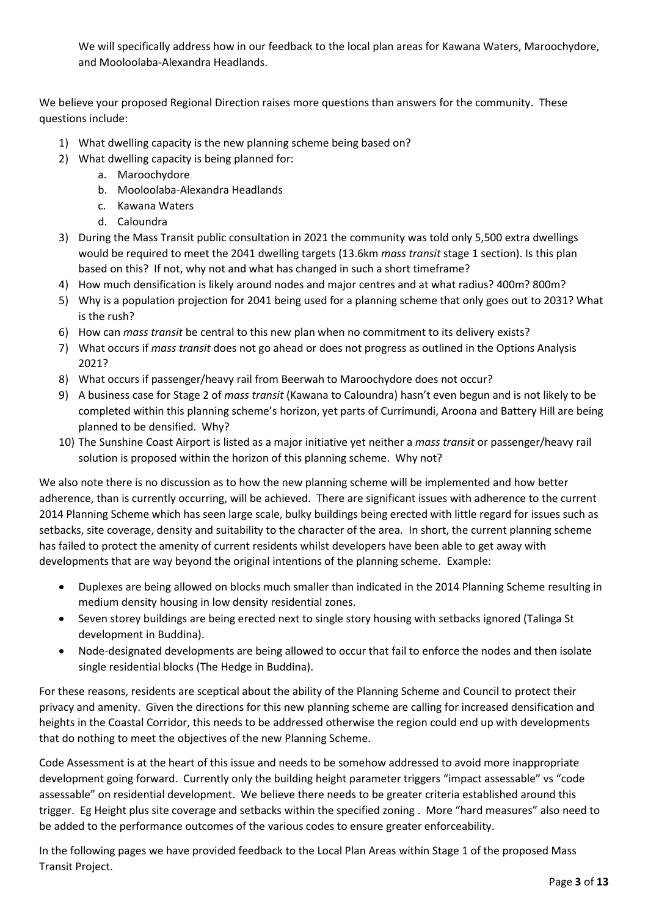We will specifically address how in our feedback to the local plan areas for Kawana Waters, Maroochydore, and Mooloolaba-Alexandra Headlands.

We believe your proposed Regional Direction raises more questions than answers for the community. These questions include:

1) What dwelling capacity is the new planning scheme being based on?
2) What dwelling capacity is being planned for:
   a. Maroochydore
   b. Mooloolaba-Alexandra Headlands
   c. Kawana Waters
   d. Caloundra
3) During the Mass Transit public consultation in 2021 the community was told only 5,500 extra dwellings would be required to meet the 2041 dwelling targets (13.6km *mass transit* stage 1 section). Is this plan based on this? If not, why not and what has changed in such a short timeframe?
4) How much densification is likely around nodes and major centres and at what radius? 400m? 800m?
5) Why is a population projection for 2041 being used for a planning scheme that only goes out to 2031? What is the rush?
6) How can *mass transit* be central to this new plan when no commitment to its delivery exists?
7) What occurs if *mass transit* does not go ahead or does not progress as outlined in the Options Analysis 2021?
8) What occurs if passenger/heavy rail from Beerwah to Maroochydore does not occur?
9) A business case for Stage 2 of *mass transit* (Kawana to Caloundra) hasn't even begun and is not likely to be completed within this planning scheme's horizon, yet parts of Currimundi, Aroona and Battery Hill are being planned to be densified. Why?
10) The Sunshine Coast Airport is listed as a major initiative yet neither a *mass transit* or passenger/heavy rail solution is proposed within the horizon of this planning scheme. Why not?

We also note there is no discussion as to how the new planning scheme will be implemented and how better adherence, than is currently occurring, will be achieved. There are significant issues with adherence to the current 2014 Planning Scheme which has seen large scale, bulky buildings being erected with little regard for issues such as setbacks, site coverage, density and suitability to the character of the area. In short, the current planning scheme has failed to protect the amenity of current residents whilst developers have been able to get away with developments that are way beyond the original intentions of the planning scheme. Example:

- Duplexes are being allowed on blocks much smaller than indicated in the 2014 Planning Scheme resulting in medium density housing in low density residential zones.
- Seven storey buildings are being erected next to single story housing with setbacks ignored (Talinga St development in Buddina).
- Node-designated developments are being allowed to occur that fail to enforce the nodes and then isolate single residential blocks (The Hedge in Buddina).

For these reasons, residents are sceptical about the ability of the Planning Scheme and Council to protect their privacy and amenity. Given the directions for this new planning scheme are calling for increased densification and heights in the Coastal Corridor, this needs to be addressed otherwise the region could end up with developments that do nothing to meet the objectives of the new Planning Scheme.

Code Assessment is at the heart of this issue and needs to be somehow addressed to avoid more inappropriate development going forward. Currently only the building height parameter triggers "impact assessable" vs "code assessable" on residential development. We believe there needs to be greater criteria established around this trigger. Eg Height plus site coverage and setbacks within the specified zoning . More "hard measures" also need to be added to the performance outcomes of the various codes to ensure greater enforceability.

In the following pages we have provided feedback to the Local Plan Areas within Stage 1 of the proposed Mass Transit Project.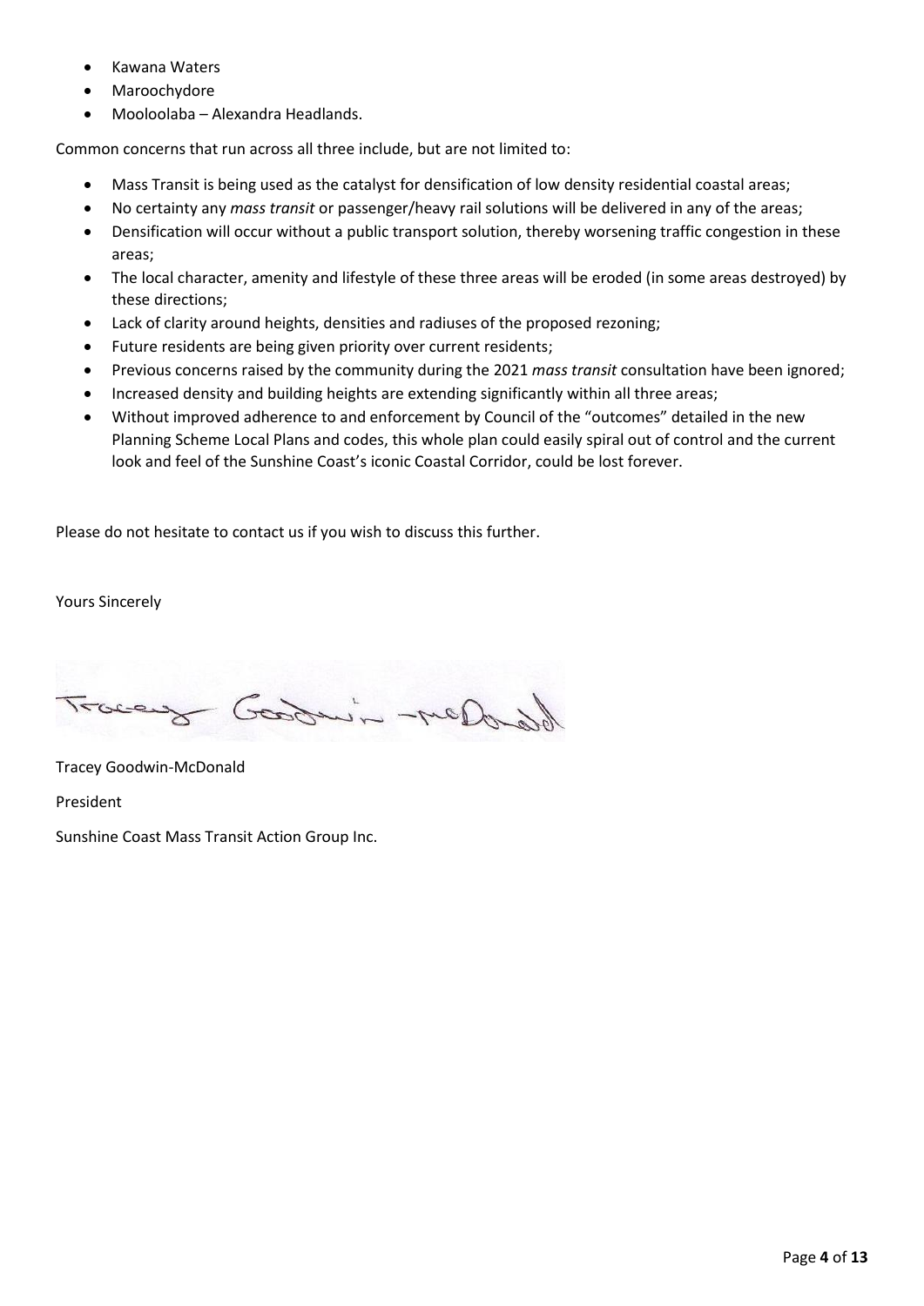- Kawana Waters
- Maroochydore
- Mooloolaba – Alexandra Headlands.

Common concerns that run across all three include, but are not limited to:

- Mass Transit is being used as the catalyst for densification of low density residential coastal areas;
- No certainty any *mass transit* or passenger/heavy rail solutions will be delivered in any of the areas;
- Densification will occur without a public transport solution, thereby worsening traffic congestion in these areas;
- The local character, amenity and lifestyle of these three areas will be eroded (in some areas destroyed) by these directions;
- Lack of clarity around heights, densities and radiuses of the proposed rezoning;
- Future residents are being given priority over current residents;
- Previous concerns raised by the community during the 2021 *mass transit* consultation have been ignored;
- Increased density and building heights are extending significantly within all three areas;
- Without improved adherence to and enforcement by Council of the "outcomes" detailed in the new Planning Scheme Local Plans and codes, this whole plan could easily spiral out of control and the current look and feel of the Sunshine Coast's iconic Coastal Corridor, could be lost forever.

Please do not hesitate to contact us if you wish to discuss this further.

Yours Sincerely

Tracey Goodwin-McDonald

President

Sunshine Coast Mass Transit Action Group Inc.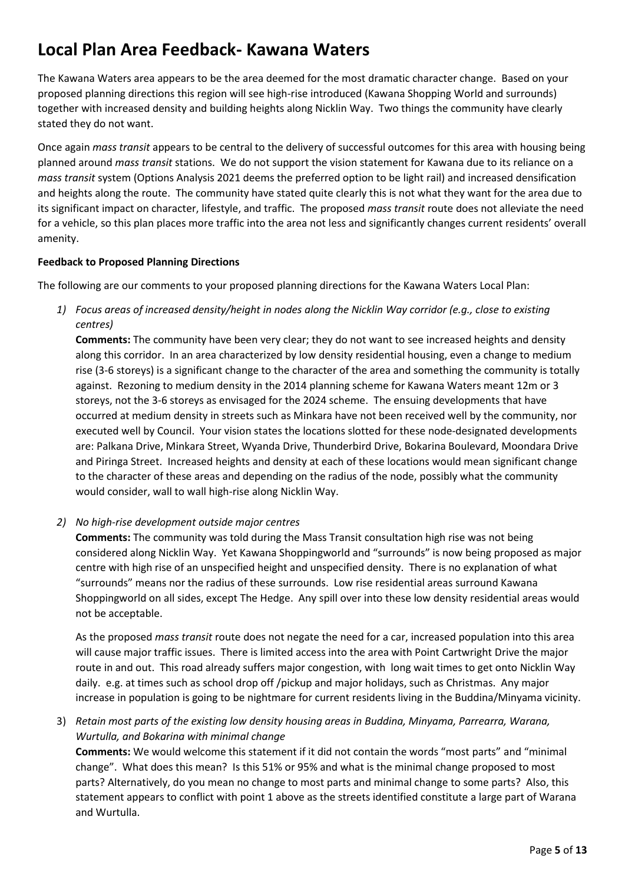# Local Plan Area Feedback- Kawana Waters

The Kawana Waters area appears to be the area deemed for the most dramatic character change. Based on your proposed planning directions this region will see high-rise introduced (Kawana Shopping World and surrounds) together with increased density and building heights along Nicklin Way. Two things the community have clearly stated they do not want.

Once again *mass transit* appears to be central to the delivery of successful outcomes for this area with housing being planned around *mass transit* stations. We do not support the vision statement for Kawana due to its reliance on a *mass transit* system (Options Analysis 2021 deems the preferred option to be light rail) and increased densification and heights along the route. The community have stated quite clearly this is not what they want for the area due to its significant impact on character, lifestyle, and traffic. The proposed *mass transit* route does not alleviate the need for a vehicle, so this plan places more traffic into the area not less and significantly changes current residents' overall amenity.

**Feedback to Proposed Planning Directions**

The following are our comments to your proposed planning directions for the Kawana Waters Local Plan:

1) *Focus areas of increased density/height in nodes along the Nicklin Way corridor (e.g., close to existing centres)*

   **Comments:** The community have been very clear; they do not want to see increased heights and density along this corridor. In an area characterized by low density residential housing, even a change to medium rise (3-6 storeys) is a significant change to the character of the area and something the community is totally against. Rezoning to medium density in the 2014 planning scheme for Kawana Waters meant 12m or 3 storeys, not the 3-6 storeys as envisaged for the 2024 scheme. The ensuing developments that have occurred at medium density in streets such as Minkara have not been received well by the community, nor executed well by Council. Your vision states the locations slotted for these node-designated developments are: Palkana Drive, Minkara Street, Wyanda Drive, Thunderbird Drive, Bokarina Boulevard, Moondara Drive and Piringa Street. Increased heights and density at each of these locations would mean significant change to the character of these areas and depending on the radius of the node, possibly what the community would consider, wall to wall high-rise along Nicklin Way.

2) *No high-rise development outside major centres*

   **Comments:** The community was told during the Mass Transit consultation high rise was not being considered along Nicklin Way. Yet Kawana Shoppingworld and "surrounds" is now being proposed as major centre with high rise of an unspecified height and unspecified density. There is no explanation of what "surrounds" means nor the radius of these surrounds. Low rise residential areas surround Kawana Shoppingworld on all sides, except The Hedge. Any spill over into these low density residential areas would not be acceptable.

   As the proposed *mass transit* route does not negate the need for a car, increased population into this area will cause major traffic issues. There is limited access into the area with Point Cartwright Drive the major route in and out. This road already suffers major congestion, with long wait times to get onto Nicklin Way daily. e.g. at times such as school drop off /pickup and major holidays, such as Christmas. Any major increase in population is going to be nightmare for current residents living in the Buddina/Minyama vicinity.

3) *Retain most parts of the existing low density housing areas in Buddina, Minyama, Parrearra, Warana, Wurtulla, and Bokarina with minimal change*

   **Comments:** We would welcome this statement if it did not contain the words "most parts" and "minimal change". What does this mean? Is this 51% or 95% and what is the minimal change proposed to most parts? Alternatively, do you mean no change to most parts and minimal change to some parts? Also, this statement appears to conflict with point 1 above as the streets identified constitute a large part of Warana and Wurtulla.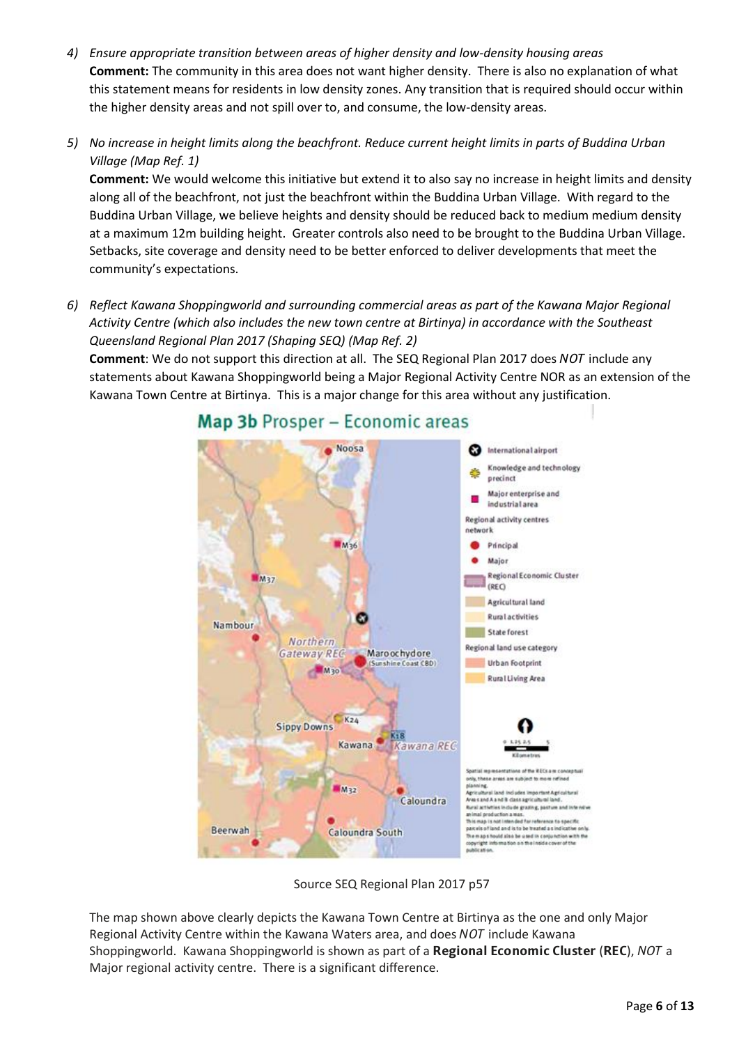4) *Ensure appropriate transition between areas of higher density and low-density housing areas*
   **Comment:** The community in this area does not want higher density. There is also no explanation of what this statement means for residents in low density zones. Any transition that is required should occur within the higher density areas and not spill over to, and consume, the low-density areas.

5) *No increase in height limits along the beachfront. Reduce current height limits in parts of Buddina Urban Village (Map Ref. 1)*
   **Comment:** We would welcome this initiative but extend it to also say no increase in height limits and density along all of the beachfront, not just the beachfront within the Buddina Urban Village. With regard to the Buddina Urban Village, we believe heights and density should be reduced back to medium medium density at a maximum 12m building height. Greater controls also need to be brought to the Buddina Urban Village. Setbacks, site coverage and density need to be better enforced to deliver developments that meet the community's expectations.

6) *Reflect Kawana Shoppingworld and surrounding commercial areas as part of the Kawana Major Regional Activity Centre (which also includes the new town centre at Birtinya) in accordance with the Southeast Queensland Regional Plan 2017 (Shaping SEQ) (Map Ref. 2)*
   **Comment**: We do not support this direction at all. The SEQ Regional Plan 2017 does *NOT* include any statements about Kawana Shoppingworld being a Major Regional Activity Centre NOR as an extension of the Kawana Town Centre at Birtinya. This is a major change for this area without any justification.

**Map 3b** Prosper – Economic areas

Source SEQ Regional Plan 2017 p57

The map shown above clearly depicts the Kawana Town Centre at Birtinya as the one and only Major Regional Activity Centre within the Kawana Waters area, and does *NOT* include Kawana Shoppingworld. Kawana Shoppingworld is shown as part of a **Regional Economic Cluster** (**REC**), *NOT* a Major regional activity centre. There is a significant difference.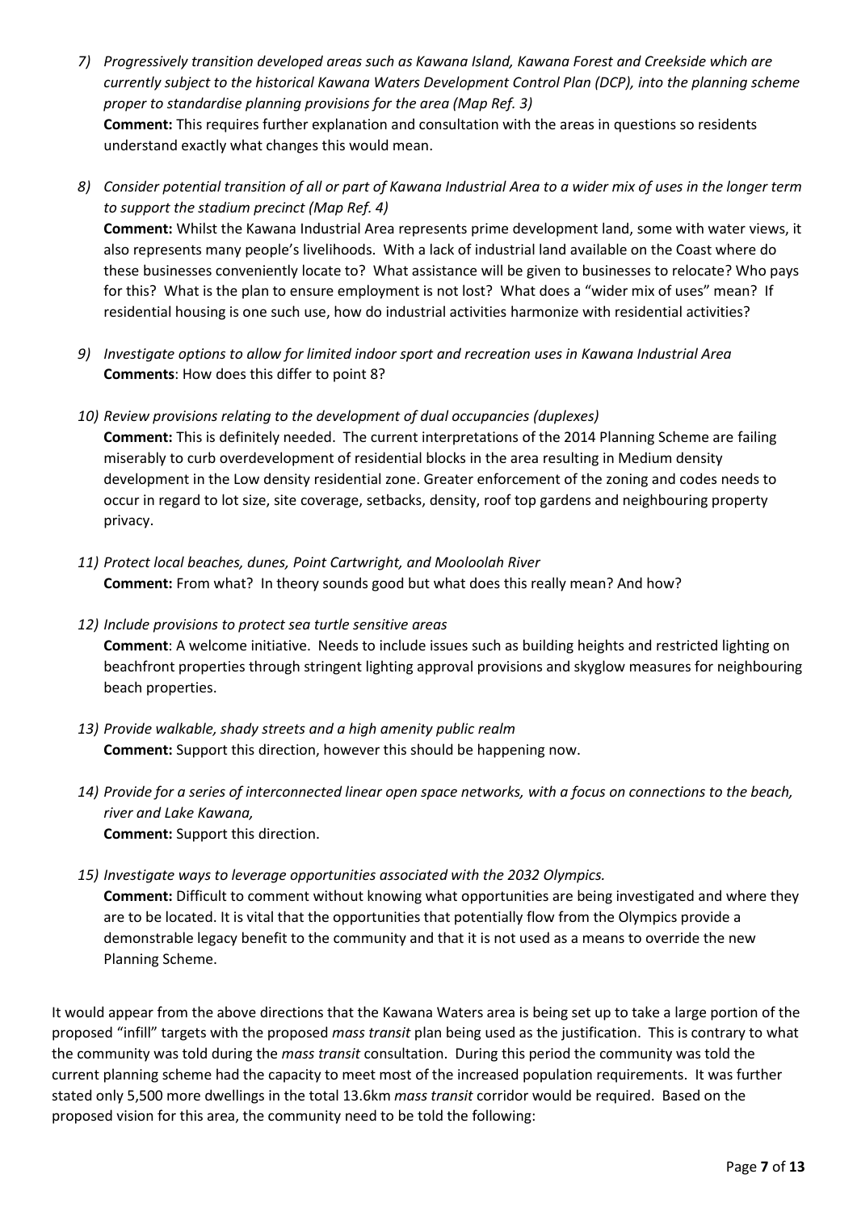7) *Progressively transition developed areas such as Kawana Island, Kawana Forest and Creekside which are currently subject to the historical Kawana Waters Development Control Plan (DCP), into the planning scheme proper to standardise planning provisions for the area (Map Ref. 3)*
   **Comment:** This requires further explanation and consultation with the areas in questions so residents understand exactly what changes this would mean.

8) *Consider potential transition of all or part of Kawana Industrial Area to a wider mix of uses in the longer term to support the stadium precinct (Map Ref. 4)*
   **Comment:** Whilst the Kawana Industrial Area represents prime development land, some with water views, it also represents many people's livelihoods. With a lack of industrial land available on the Coast where do these businesses conveniently locate to? What assistance will be given to businesses to relocate? Who pays for this? What is the plan to ensure employment is not lost? What does a "wider mix of uses" mean? If residential housing is one such use, how do industrial activities harmonize with residential activities?

9) *Investigate options to allow for limited indoor sport and recreation uses in Kawana Industrial Area*
   **Comments**: How does this differ to point 8?

10) *Review provisions relating to the development of dual occupancies (duplexes)*
    **Comment:** This is definitely needed. The current interpretations of the 2014 Planning Scheme are failing miserably to curb overdevelopment of residential blocks in the area resulting in Medium density development in the Low density residential zone. Greater enforcement of the zoning and codes needs to occur in regard to lot size, site coverage, setbacks, density, roof top gardens and neighbouring property privacy.

11) *Protect local beaches, dunes, Point Cartwright, and Mooloolah River*
    **Comment:** From what? In theory sounds good but what does this really mean? And how?

12) *Include provisions to protect sea turtle sensitive areas*
    **Comment**: A welcome initiative. Needs to include issues such as building heights and restricted lighting on beachfront properties through stringent lighting approval provisions and skyglow measures for neighbouring beach properties.

13) *Provide walkable, shady streets and a high amenity public realm*
    **Comment:** Support this direction, however this should be happening now.

14) *Provide for a series of interconnected linear open space networks, with a focus on connections to the beach, river and Lake Kawana,*
    **Comment:** Support this direction.

15) *Investigate ways to leverage opportunities associated with the 2032 Olympics.*
    **Comment:** Difficult to comment without knowing what opportunities are being investigated and where they are to be located. It is vital that the opportunities that potentially flow from the Olympics provide a demonstrable legacy benefit to the community and that it is not used as a means to override the new Planning Scheme.

It would appear from the above directions that the Kawana Waters area is being set up to take a large portion of the proposed "infill" targets with the proposed *mass transit* plan being used as the justification. This is contrary to what the community was told during the *mass transit* consultation. During this period the community was told the current planning scheme had the capacity to meet most of the increased population requirements. It was further stated only 5,500 more dwellings in the total 13.6km *mass transit* corridor would be required. Based on the proposed vision for this area, the community need to be told the following: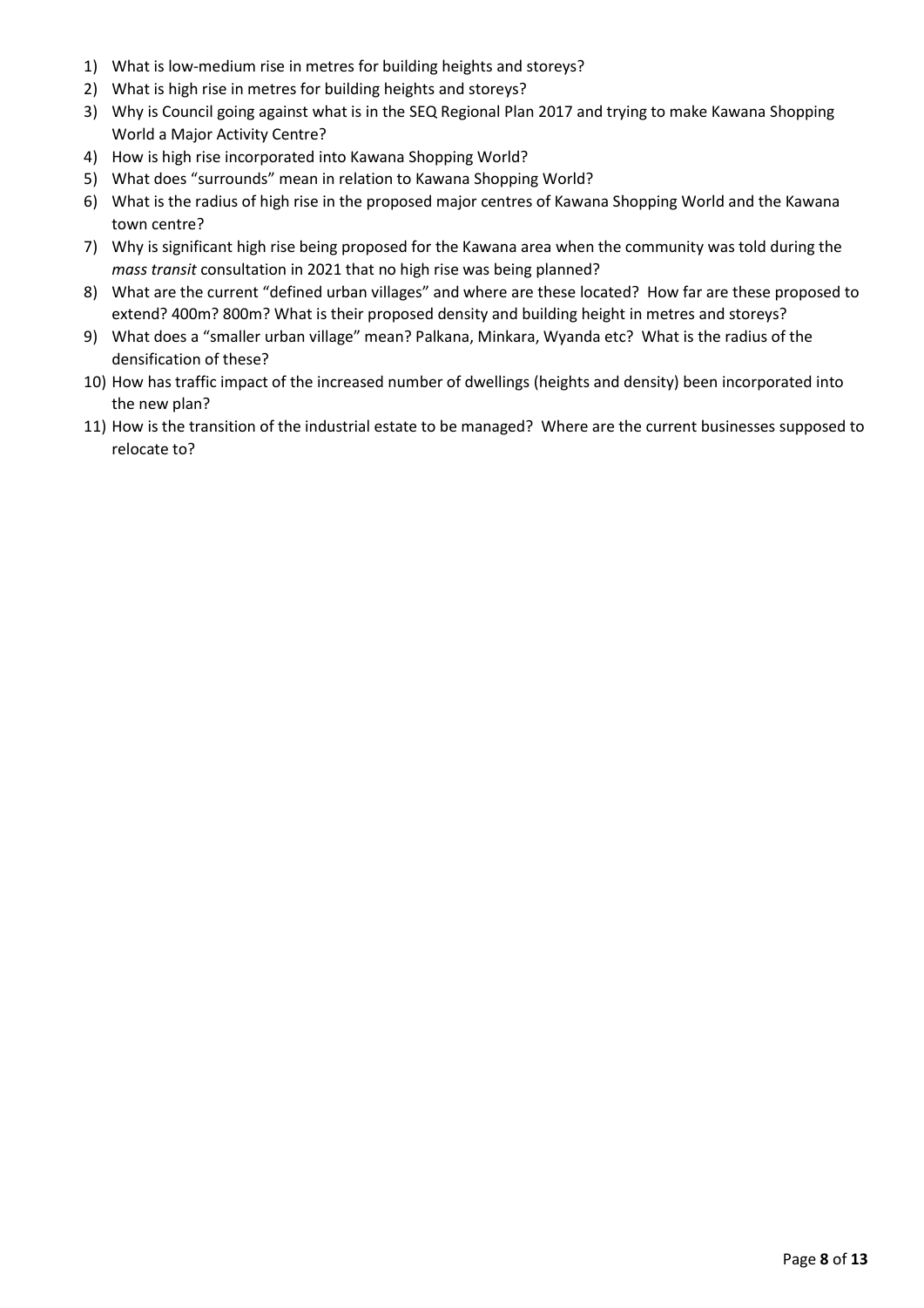1) What is low-medium rise in metres for building heights and storeys?
2) What is high rise in metres for building heights and storeys?
3) Why is Council going against what is in the SEQ Regional Plan 2017 and trying to make Kawana Shopping World a Major Activity Centre?
4) How is high rise incorporated into Kawana Shopping World?
5) What does "surrounds" mean in relation to Kawana Shopping World?
6) What is the radius of high rise in the proposed major centres of Kawana Shopping World and the Kawana town centre?
7) Why is significant high rise being proposed for the Kawana area when the community was told during the *mass transit* consultation in 2021 that no high rise was being planned?
8) What are the current "defined urban villages" and where are these located? How far are these proposed to extend? 400m? 800m? What is their proposed density and building height in metres and storeys?
9) What does a "smaller urban village" mean? Palkana, Minkara, Wyanda etc? What is the radius of the densification of these?
10) How has traffic impact of the increased number of dwellings (heights and density) been incorporated into the new plan?
11) How is the transition of the industrial estate to be managed? Where are the current businesses supposed to relocate to?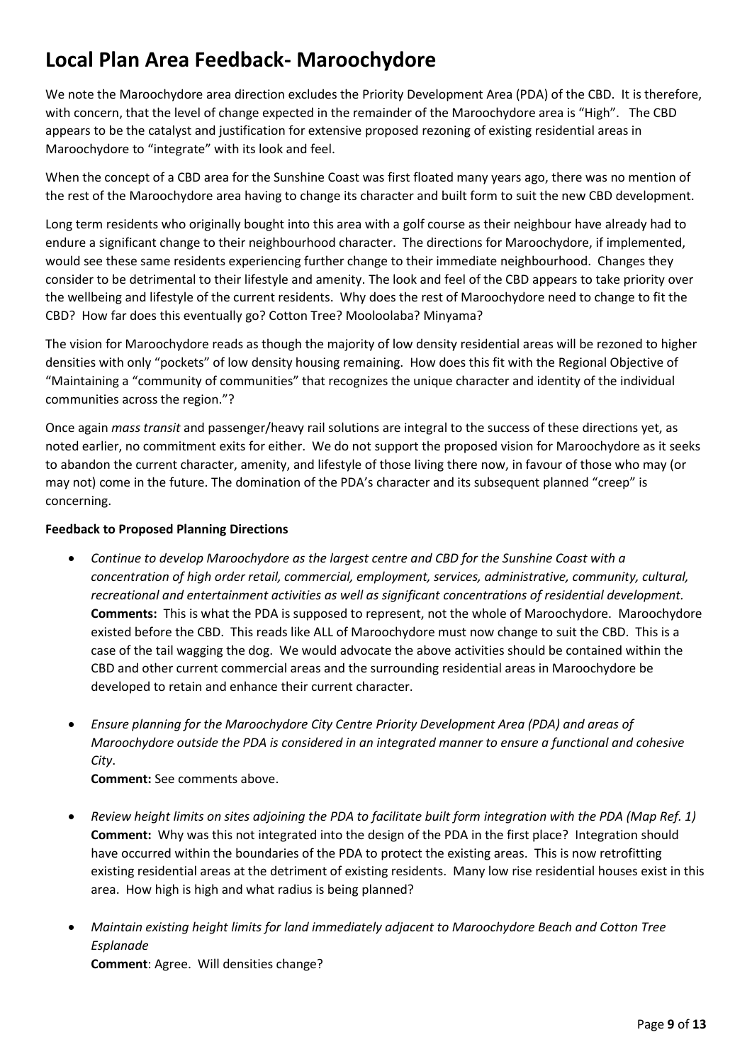# Local Plan Area Feedback- Maroochydore

We note the Maroochydore area direction excludes the Priority Development Area (PDA) of the CBD. It is therefore, with concern, that the level of change expected in the remainder of the Maroochydore area is "High". The CBD appears to be the catalyst and justification for extensive proposed rezoning of existing residential areas in Maroochydore to "integrate" with its look and feel.

When the concept of a CBD area for the Sunshine Coast was first floated many years ago, there was no mention of the rest of the Maroochydore area having to change its character and built form to suit the new CBD development.

Long term residents who originally bought into this area with a golf course as their neighbour have already had to endure a significant change to their neighbourhood character. The directions for Maroochydore, if implemented, would see these same residents experiencing further change to their immediate neighbourhood. Changes they consider to be detrimental to their lifestyle and amenity. The look and feel of the CBD appears to take priority over the wellbeing and lifestyle of the current residents. Why does the rest of Maroochydore need to change to fit the CBD? How far does this eventually go? Cotton Tree? Mooloolaba? Minyama?

The vision for Maroochydore reads as though the majority of low density residential areas will be rezoned to higher densities with only "pockets" of low density housing remaining. How does this fit with the Regional Objective of "Maintaining a "community of communities" that recognizes the unique character and identity of the individual communities across the region."?

Once again *mass transit* and passenger/heavy rail solutions are integral to the success of these directions yet, as noted earlier, no commitment exits for either. We do not support the proposed vision for Maroochydore as it seeks to abandon the current character, amenity, and lifestyle of those living there now, in favour of those who may (or may not) come in the future. The domination of the PDA's character and its subsequent planned "creep" is concerning.

**Feedback to Proposed Planning Directions**

- *Continue to develop Maroochydore as the largest centre and CBD for the Sunshine Coast with a concentration of high order retail, commercial, employment, services, administrative, community, cultural, recreational and entertainment activities as well as significant concentrations of residential development.*
  **Comments:** This is what the PDA is supposed to represent, not the whole of Maroochydore. Maroochydore existed before the CBD. This reads like ALL of Maroochydore must now change to suit the CBD. This is a case of the tail wagging the dog. We would advocate the above activities should be contained within the CBD and other current commercial areas and the surrounding residential areas in Maroochydore be developed to retain and enhance their current character.

- *Ensure planning for the Maroochydore City Centre Priority Development Area (PDA) and areas of Maroochydore outside the PDA is considered in an integrated manner to ensure a functional and cohesive City*.
  **Comment:** See comments above.

- *Review height limits on sites adjoining the PDA to facilitate built form integration with the PDA (Map Ref. 1)*
  **Comment:** Why was this not integrated into the design of the PDA in the first place? Integration should have occurred within the boundaries of the PDA to protect the existing areas. This is now retrofitting existing residential areas at the detriment of existing residents. Many low rise residential houses exist in this area. How high is high and what radius is being planned?

- *Maintain existing height limits for land immediately adjacent to Maroochydore Beach and Cotton Tree Esplanade*
  **Comment**: Agree. Will densities change?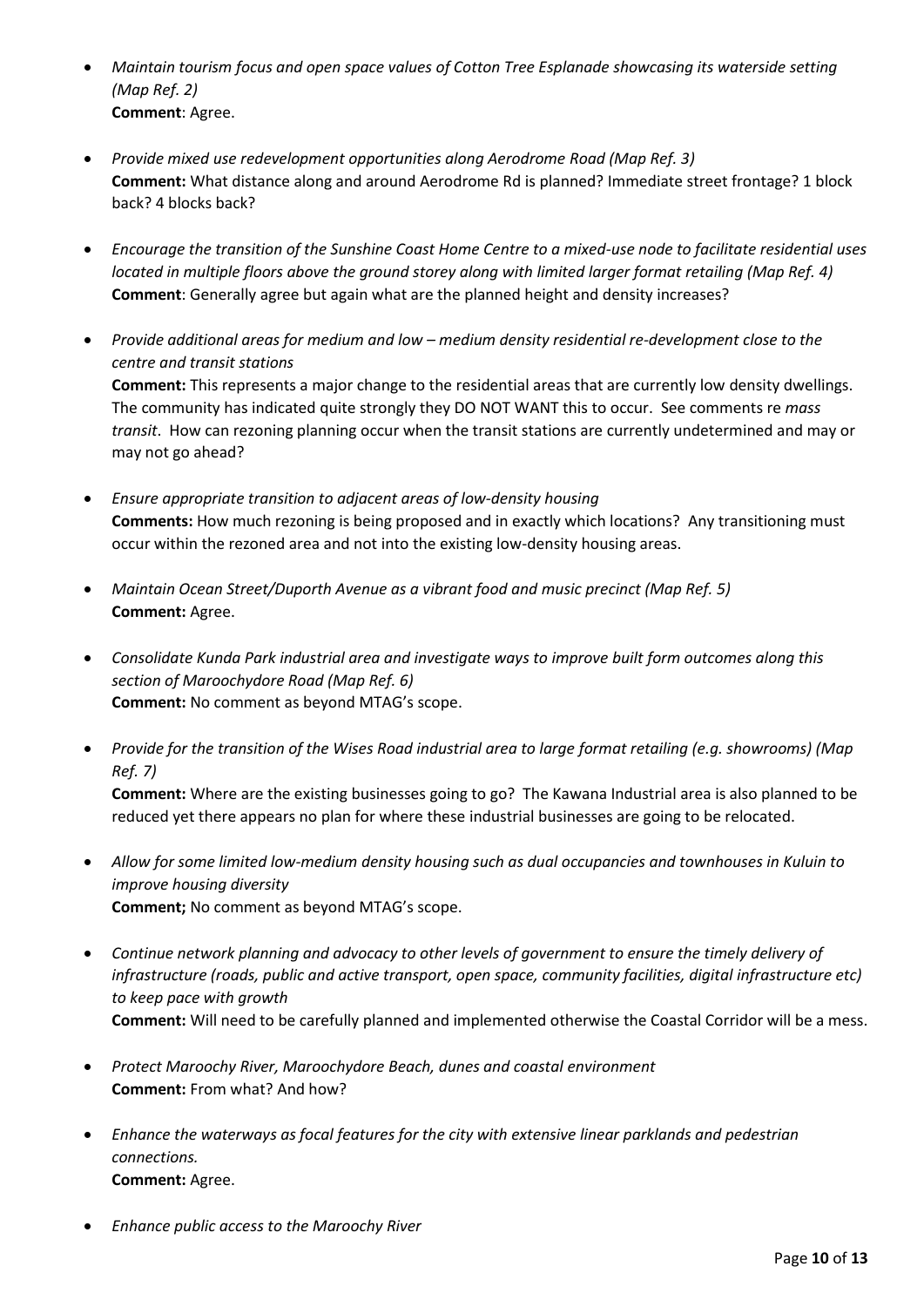- *Maintain tourism focus and open space values of Cotton Tree Esplanade showcasing its waterside setting (Map Ref. 2)*
  **Comment**: Agree.

- *Provide mixed use redevelopment opportunities along Aerodrome Road (Map Ref. 3)*
  **Comment:** What distance along and around Aerodrome Rd is planned? Immediate street frontage? 1 block back? 4 blocks back?

- *Encourage the transition of the Sunshine Coast Home Centre to a mixed-use node to facilitate residential uses located in multiple floors above the ground storey along with limited larger format retailing (Map Ref. 4)*
  **Comment**: Generally agree but again what are the planned height and density increases?

- *Provide additional areas for medium and low – medium density residential re-development close to the centre and transit stations*
  **Comment:** This represents a major change to the residential areas that are currently low density dwellings. The community has indicated quite strongly they DO NOT WANT this to occur. See comments re *mass transit*. How can rezoning planning occur when the transit stations are currently undetermined and may or may not go ahead?

- *Ensure appropriate transition to adjacent areas of low-density housing*
  **Comments:** How much rezoning is being proposed and in exactly which locations? Any transitioning must occur within the rezoned area and not into the existing low-density housing areas.

- *Maintain Ocean Street/Duporth Avenue as a vibrant food and music precinct (Map Ref. 5)*
  **Comment:** Agree.

- *Consolidate Kunda Park industrial area and investigate ways to improve built form outcomes along this section of Maroochydore Road (Map Ref. 6)*
  **Comment:** No comment as beyond MTAG's scope.

- *Provide for the transition of the Wises Road industrial area to large format retailing (e.g. showrooms) (Map Ref. 7)*
  **Comment:** Where are the existing businesses going to go? The Kawana Industrial area is also planned to be reduced yet there appears no plan for where these industrial businesses are going to be relocated.

- *Allow for some limited low-medium density housing such as dual occupancies and townhouses in Kuluin to improve housing diversity*
  **Comment;** No comment as beyond MTAG's scope.

- *Continue network planning and advocacy to other levels of government to ensure the timely delivery of infrastructure (roads, public and active transport, open space, community facilities, digital infrastructure etc) to keep pace with growth*
  **Comment:** Will need to be carefully planned and implemented otherwise the Coastal Corridor will be a mess.

- *Protect Maroochy River, Maroochydore Beach, dunes and coastal environment*
  **Comment:** From what? And how?

- *Enhance the waterways as focal features for the city with extensive linear parklands and pedestrian connections.*
  **Comment:** Agree.

- *Enhance public access to the Maroochy River*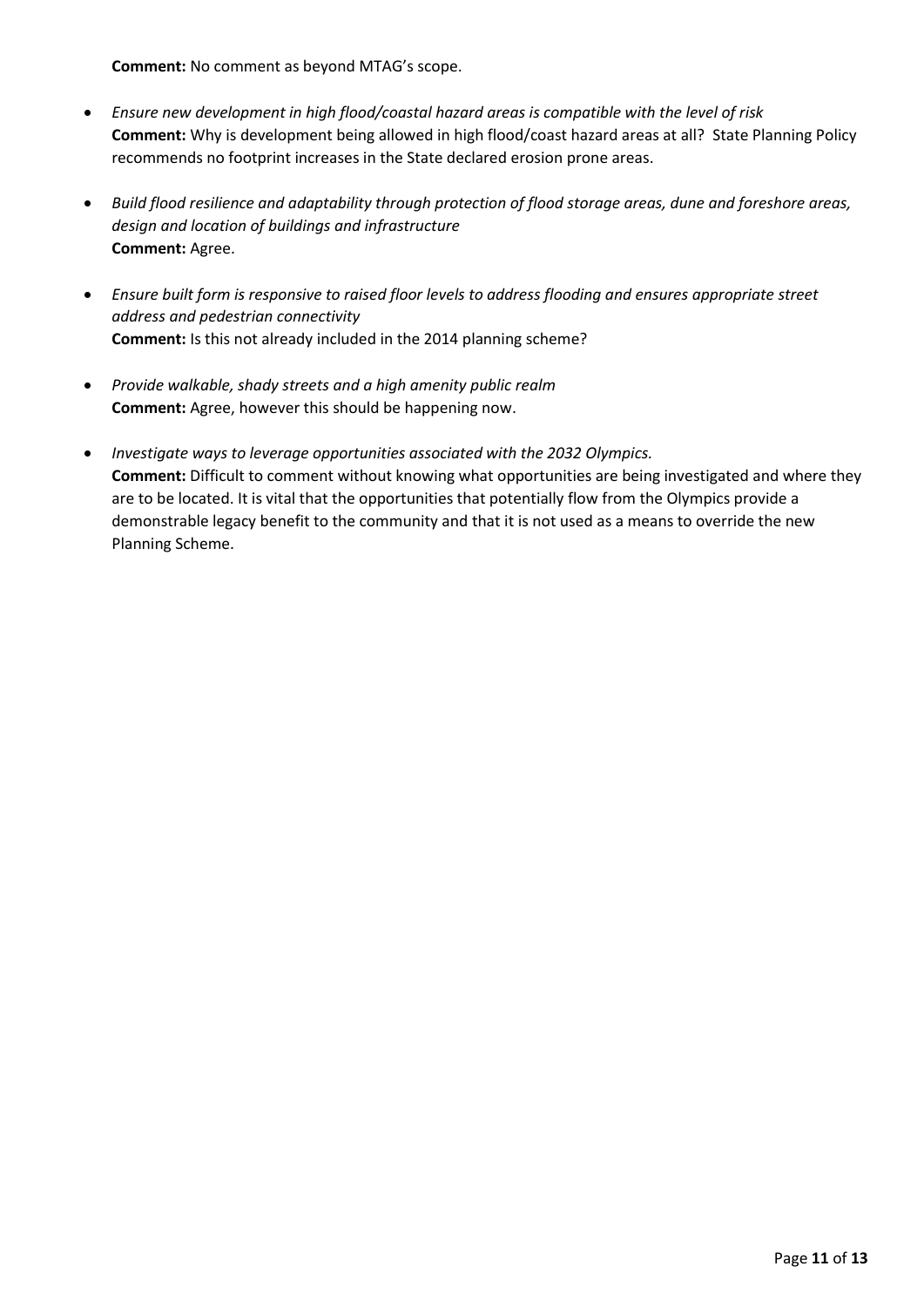**Comment:** No comment as beyond MTAG's scope.

- *Ensure new development in high flood/coastal hazard areas is compatible with the level of risk*
  **Comment:** Why is development being allowed in high flood/coast hazard areas at all? State Planning Policy recommends no footprint increases in the State declared erosion prone areas.

- *Build flood resilience and adaptability through protection of flood storage areas, dune and foreshore areas, design and location of buildings and infrastructure*
  **Comment:** Agree.

- *Ensure built form is responsive to raised floor levels to address flooding and ensures appropriate street address and pedestrian connectivity*
  **Comment:** Is this not already included in the 2014 planning scheme?

- *Provide walkable, shady streets and a high amenity public realm*
  **Comment:** Agree, however this should be happening now.

- *Investigate ways to leverage opportunities associated with the 2032 Olympics.*
  **Comment:** Difficult to comment without knowing what opportunities are being investigated and where they are to be located. It is vital that the opportunities that potentially flow from the Olympics provide a demonstrable legacy benefit to the community and that it is not used as a means to override the new Planning Scheme.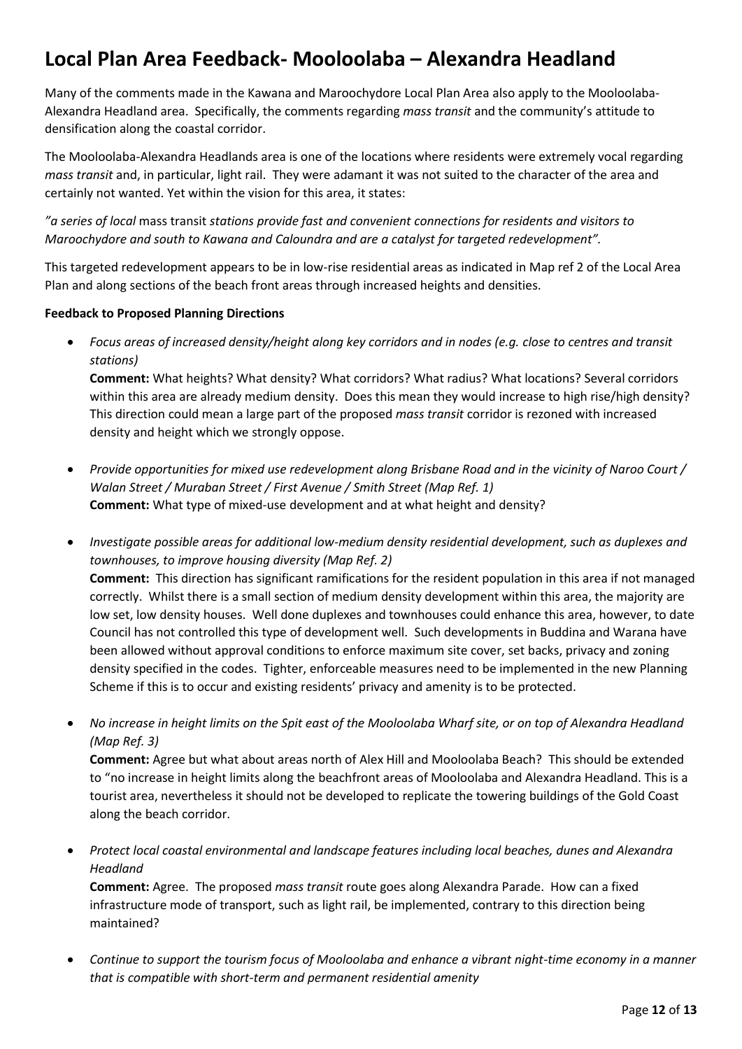# Local Plan Area Feedback- Mooloolaba – Alexandra Headland

Many of the comments made in the Kawana and Maroochydore Local Plan Area also apply to the Mooloolaba-Alexandra Headland area. Specifically, the comments regarding *mass transit* and the community's attitude to densification along the coastal corridor.

The Mooloolaba-Alexandra Headlands area is one of the locations where residents were extremely vocal regarding *mass transit* and, in particular, light rail. They were adamant it was not suited to the character of the area and certainly not wanted. Yet within the vision for this area, it states:

*"a series of local* mass transit *stations provide fast and convenient connections for residents and visitors to Maroochydore and south to Kawana and Caloundra and are a catalyst for targeted redevelopment".*

This targeted redevelopment appears to be in low-rise residential areas as indicated in Map ref 2 of the Local Area Plan and along sections of the beach front areas through increased heights and densities.

**Feedback to Proposed Planning Directions**

- *Focus areas of increased density/height along key corridors and in nodes (e.g. close to centres and transit stations)*
  **Comment:** What heights? What density? What corridors? What radius? What locations? Several corridors within this area are already medium density. Does this mean they would increase to high rise/high density? This direction could mean a large part of the proposed *mass transit* corridor is rezoned with increased density and height which we strongly oppose.

- *Provide opportunities for mixed use redevelopment along Brisbane Road and in the vicinity of Naroo Court / Walan Street / Muraban Street / First Avenue / Smith Street (Map Ref. 1)*
  **Comment:** What type of mixed-use development and at what height and density?

- *Investigate possible areas for additional low-medium density residential development, such as duplexes and townhouses, to improve housing diversity (Map Ref. 2)*
  **Comment:** This direction has significant ramifications for the resident population in this area if not managed correctly. Whilst there is a small section of medium density development within this area, the majority are low set, low density houses. Well done duplexes and townhouses could enhance this area, however, to date Council has not controlled this type of development well. Such developments in Buddina and Warana have been allowed without approval conditions to enforce maximum site cover, set backs, privacy and zoning density specified in the codes. Tighter, enforceable measures need to be implemented in the new Planning Scheme if this is to occur and existing residents' privacy and amenity is to be protected.

- *No increase in height limits on the Spit east of the Mooloolaba Wharf site, or on top of Alexandra Headland (Map Ref. 3)*
  **Comment:** Agree but what about areas north of Alex Hill and Mooloolaba Beach? This should be extended to "no increase in height limits along the beachfront areas of Mooloolaba and Alexandra Headland. This is a tourist area, nevertheless it should not be developed to replicate the towering buildings of the Gold Coast along the beach corridor.

- *Protect local coastal environmental and landscape features including local beaches, dunes and Alexandra Headland*
  **Comment:** Agree. The proposed *mass transit* route goes along Alexandra Parade. How can a fixed infrastructure mode of transport, such as light rail, be implemented, contrary to this direction being maintained?

- *Continue to support the tourism focus of Mooloolaba and enhance a vibrant night-time economy in a manner that is compatible with short-term and permanent residential amenity*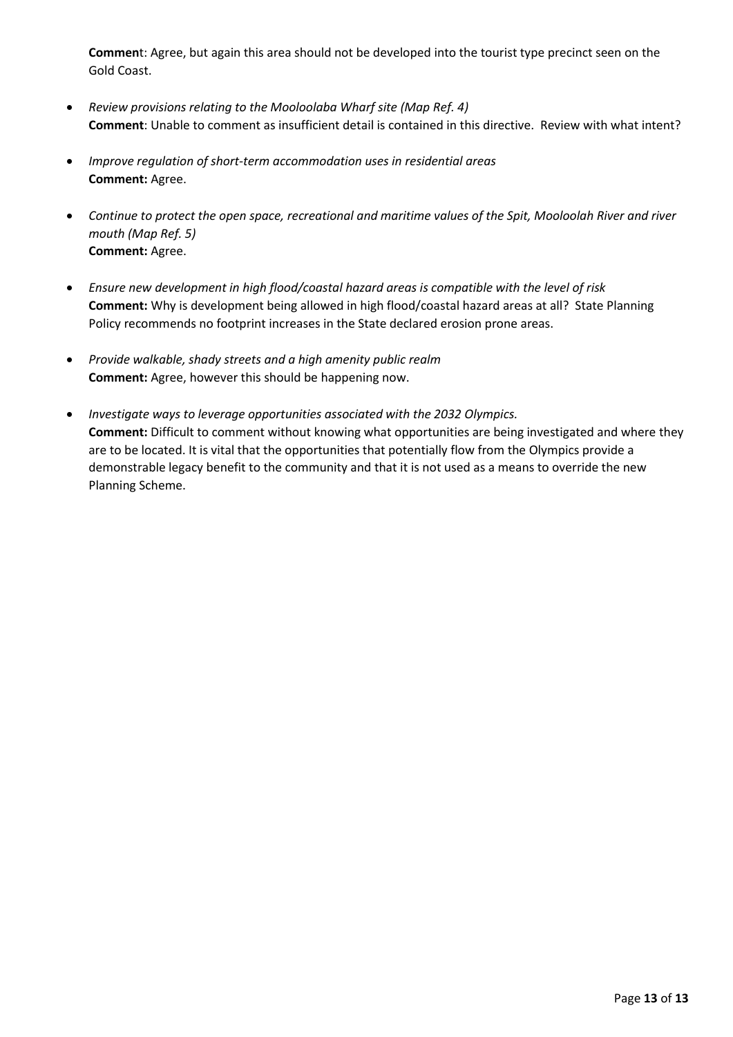**Commen**t: Agree, but again this area should not be developed into the tourist type precinct seen on the Gold Coast.

- *Review provisions relating to the Mooloolaba Wharf site (Map Ref. 4)*
  **Comment**: Unable to comment as insufficient detail is contained in this directive. Review with what intent?

- *Improve regulation of short-term accommodation uses in residential areas*
  **Comment:** Agree.

- *Continue to protect the open space, recreational and maritime values of the Spit, Mooloolah River and river mouth (Map Ref. 5)*
  **Comment:** Agree.

- *Ensure new development in high flood/coastal hazard areas is compatible with the level of risk*
  **Comment:** Why is development being allowed in high flood/coastal hazard areas at all? State Planning Policy recommends no footprint increases in the State declared erosion prone areas.

- *Provide walkable, shady streets and a high amenity public realm*
  **Comment:** Agree, however this should be happening now.

- *Investigate ways to leverage opportunities associated with the 2032 Olympics.*
  **Comment:** Difficult to comment without knowing what opportunities are being investigated and where they are to be located. It is vital that the opportunities that potentially flow from the Olympics provide a demonstrable legacy benefit to the community and that it is not used as a means to override the new Planning Scheme.